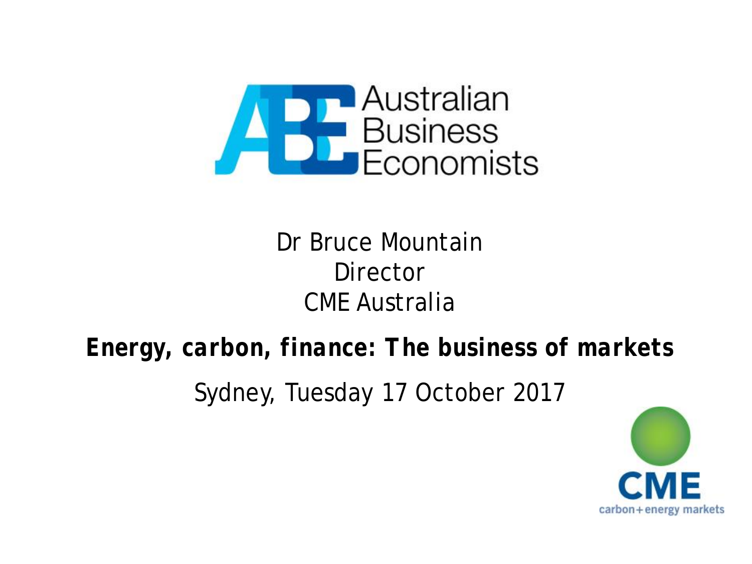Australian Business Economists

Dr Bruce Mountain
Director
CME Australia

**Energy, carbon, finance: The business of markets**

Sydney, Tuesday 17 October 2017

CME
carbon+energy markets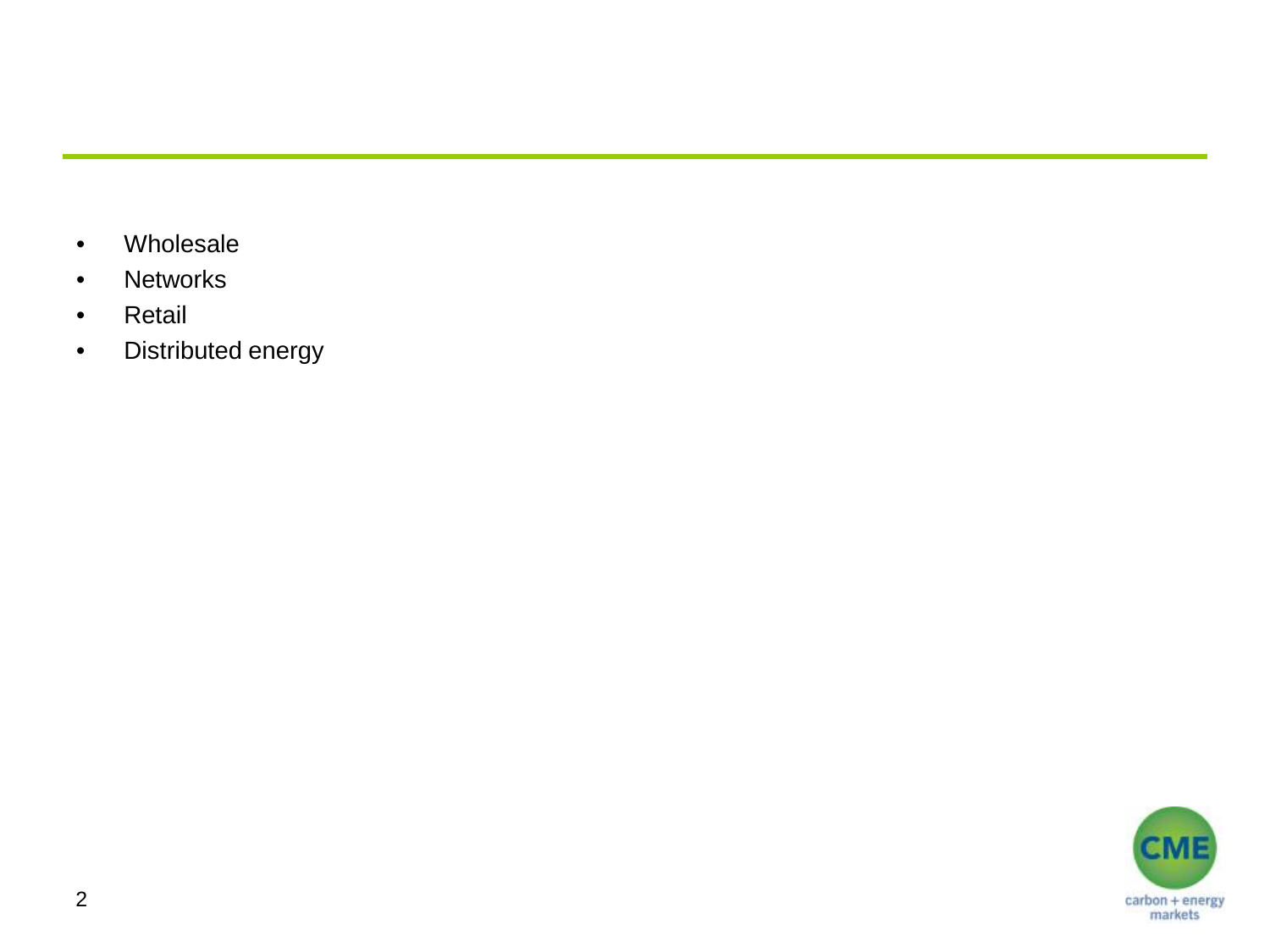- Wholesale
- Networks
- Retail
- Distributed energy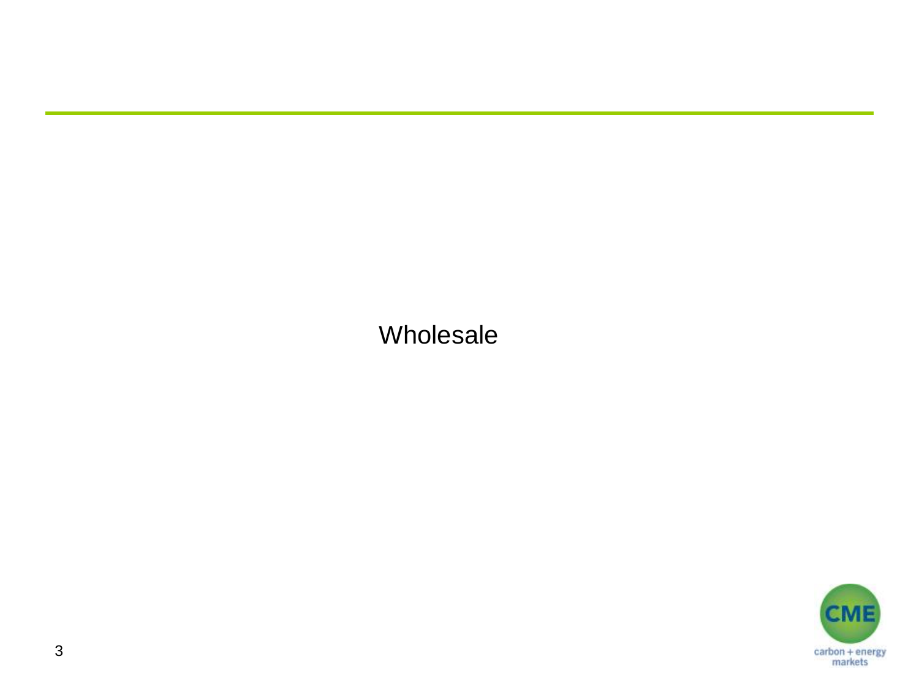# Wholesale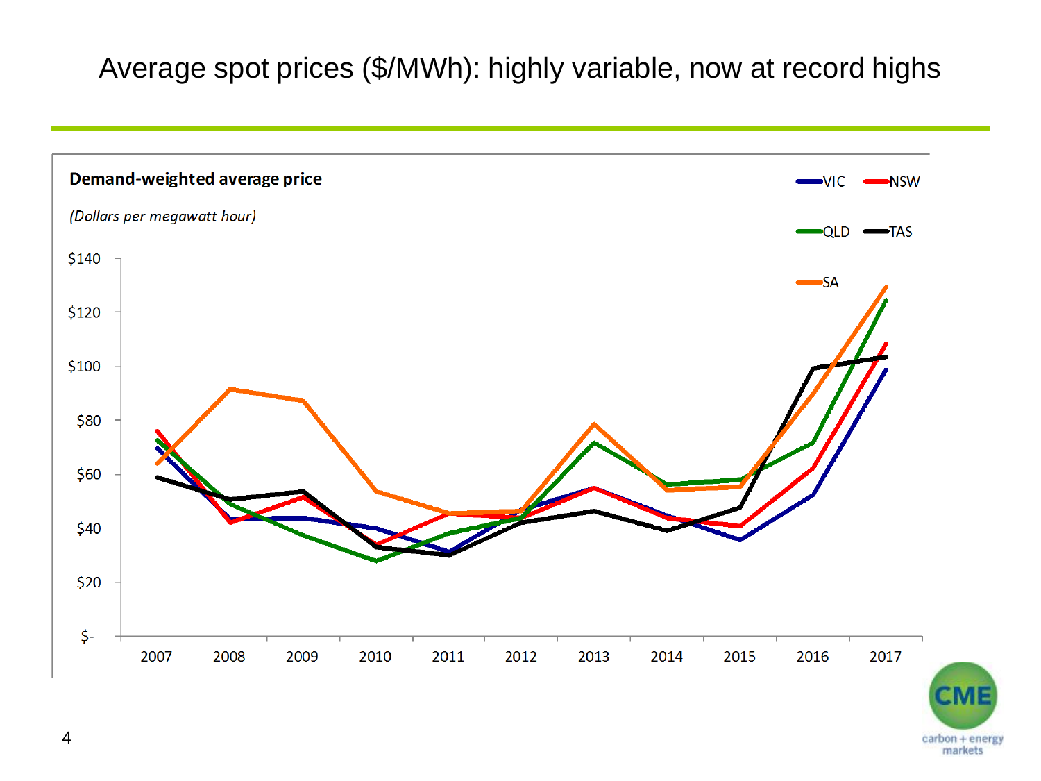# Average spot prices ($/MWh): highly variable, now at record highs

**Demand-weighted average price**

*(Dollars per megawatt hour)*

Legend: VIC, NSW, QLD, TAS, SA

$140, $120, $100, $80, $60, $40, $20, $-

2007, 2008, 2009, 2010, 2011, 2012, 2013, 2014, 2015, 2016, 2017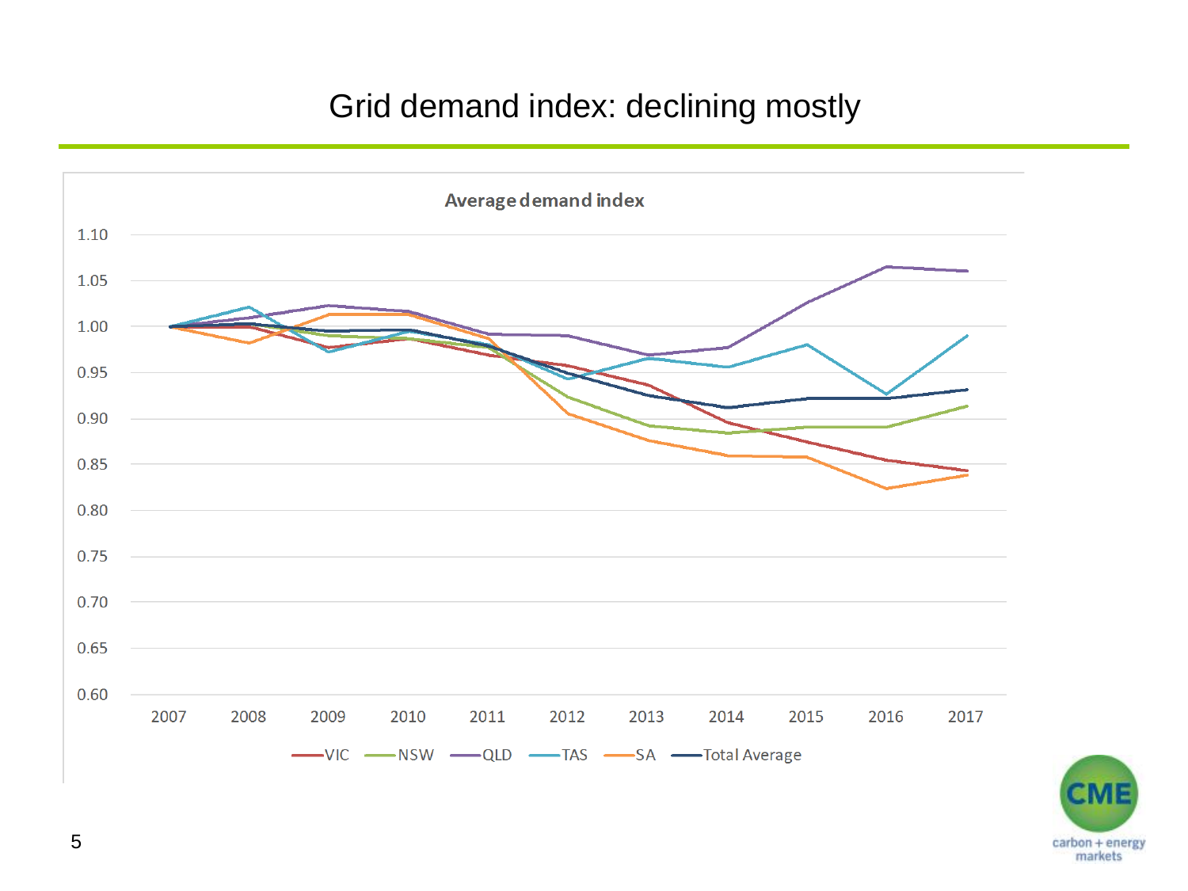# Grid demand index: declining mostly

Average demand index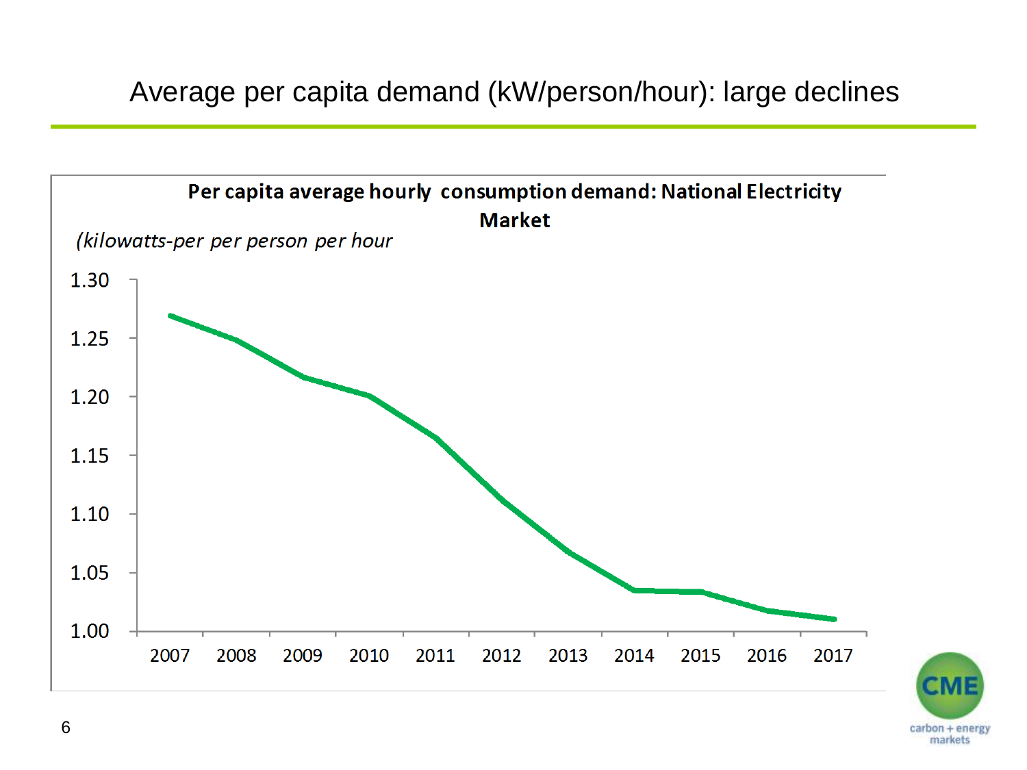# Average per capita demand (kW/person/hour): large declines

**Per capita average hourly consumption demand: National Electricity Market**

*(kilowatts-per per person per hour*

1.30
1.25
1.20
1.15
1.10
1.05
1.00

2007 2008 2009 2010 2011 2012 2013 2014 2015 2016 2017

CME
carbon + energy markets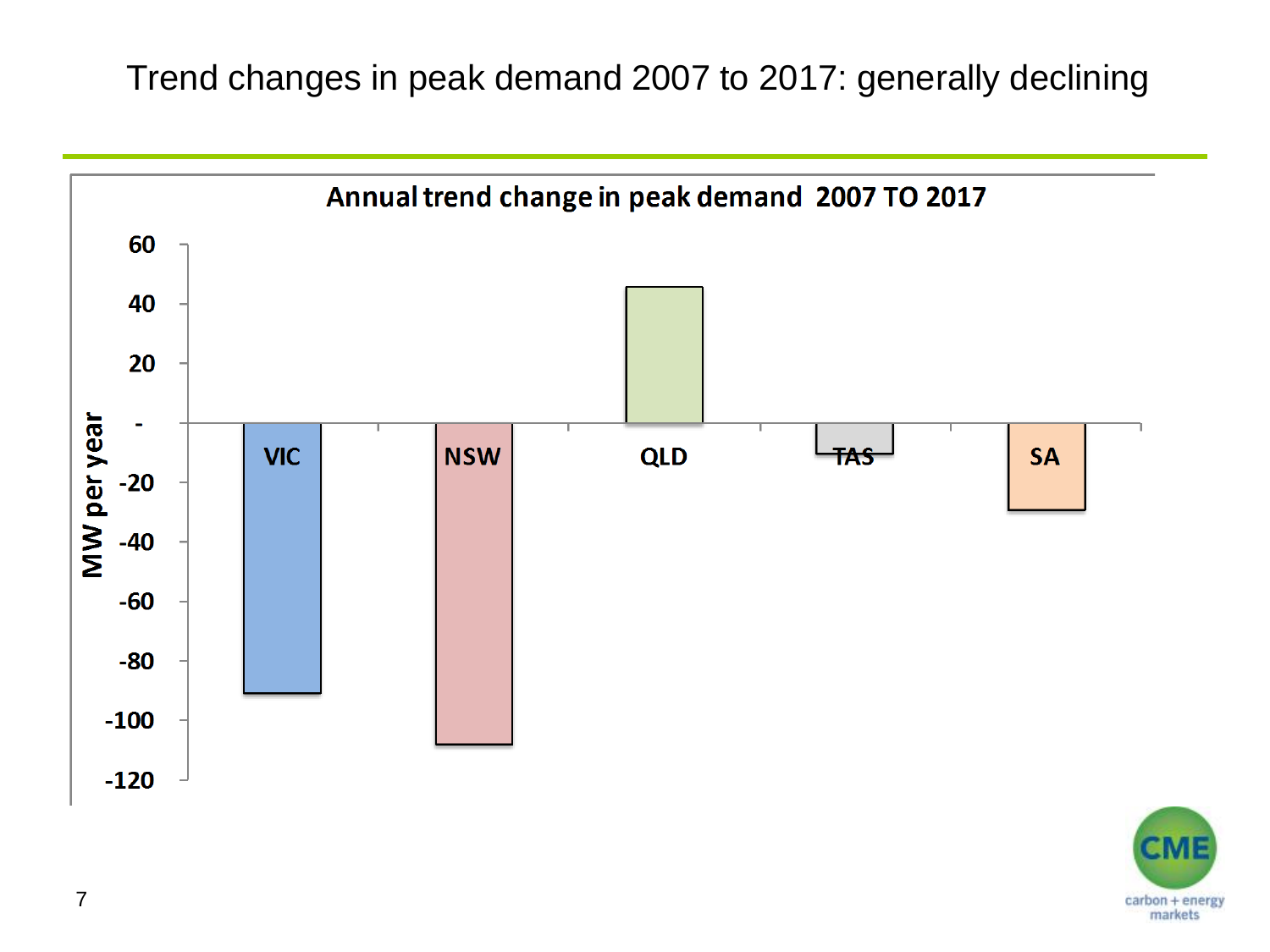# Trend changes in peak demand 2007 to 2017: generally declining

**Annual trend change in peak demand 2007 TO 2017**

MW per year

| Region | MW per year (approx.) |
|---|---|
| VIC | -91 |
| NSW | -108 |
| QLD | 46 |
| TAS | -10 |
| SA | -29 |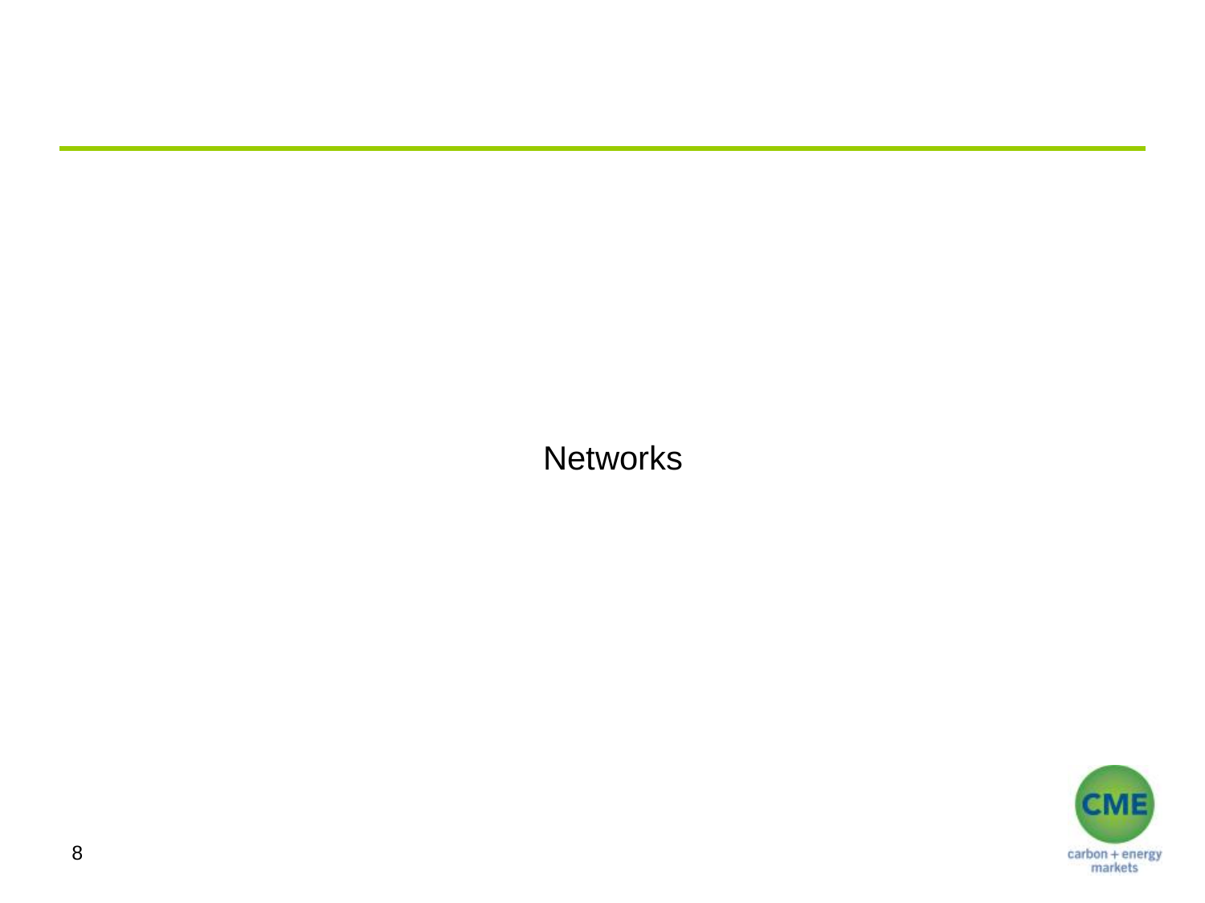# Networks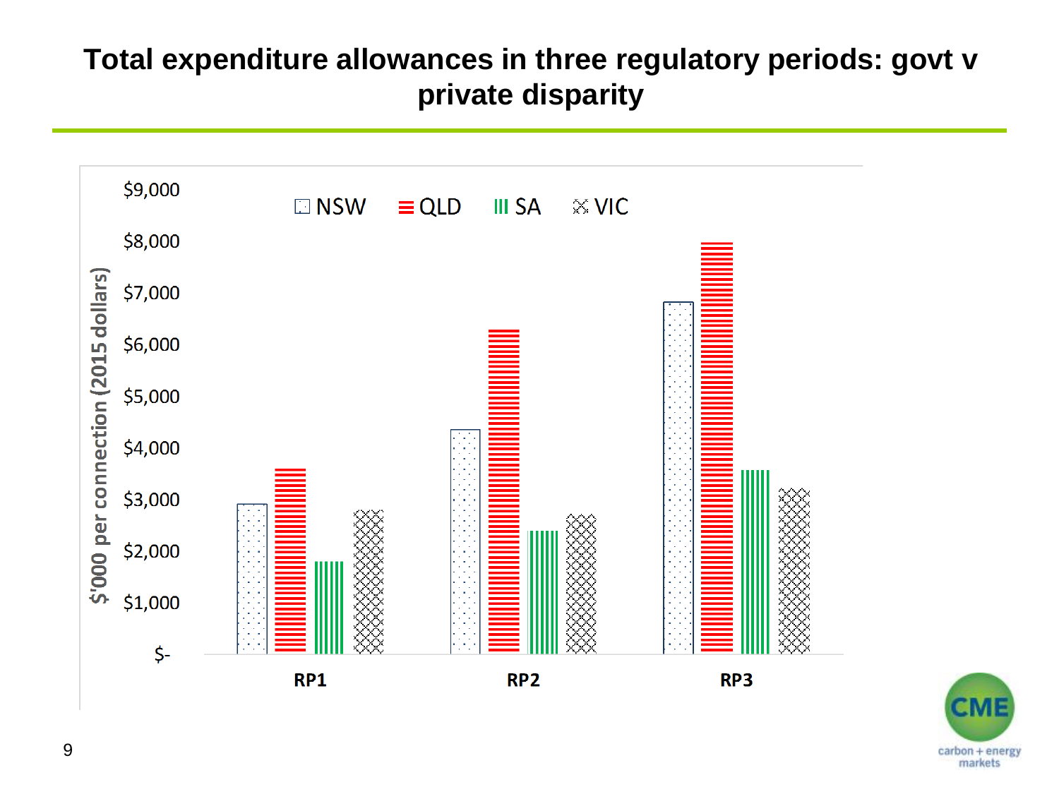# Total expenditure allowances in three regulatory periods: govt v private disparity

$'000 per connection (2015 dollars)

NSW | QLD | SA | VIC

$9,000
$8,000
$7,000
$6,000
$5,000
$4,000
$3,000
$2,000
$1,000
$-

RP1 | RP2 | RP3

CME carbon + energy markets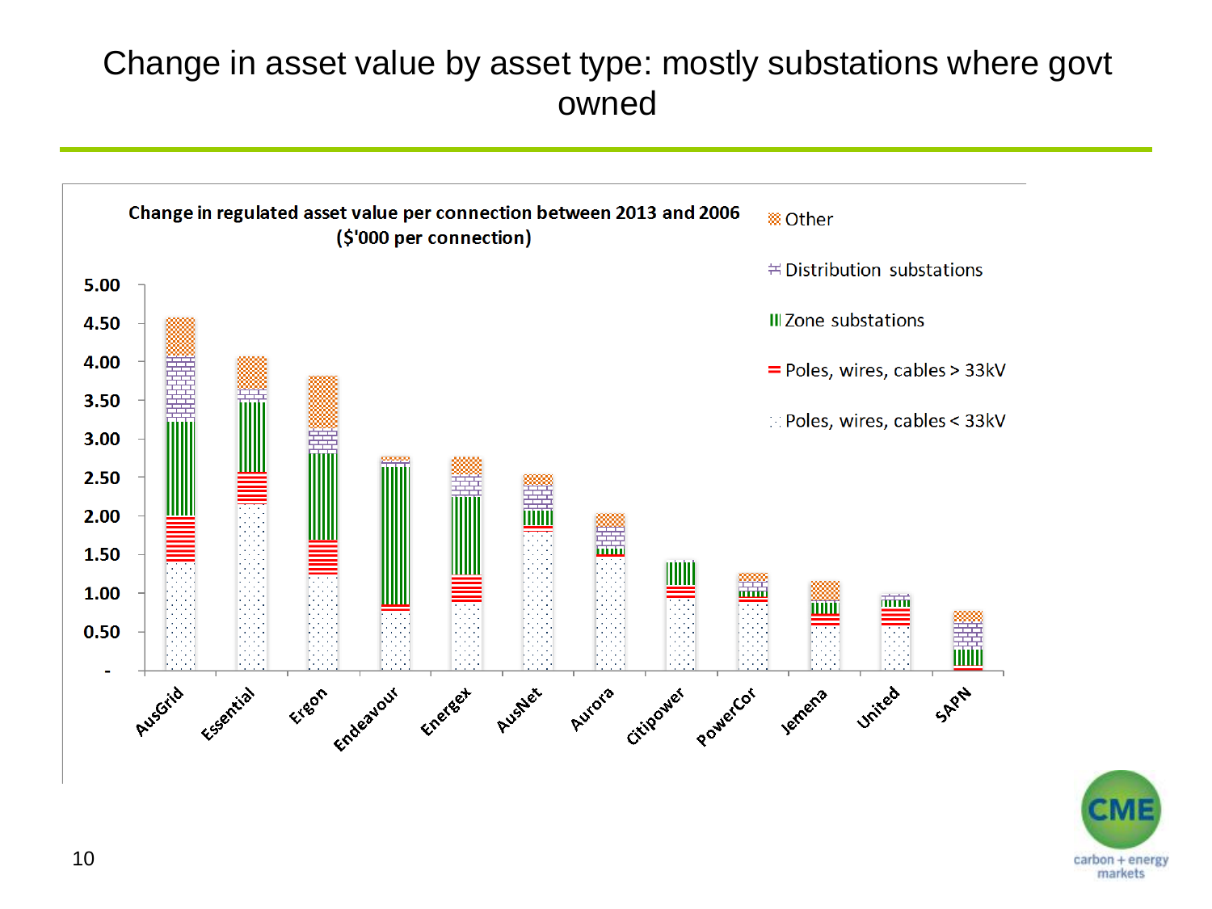# Change in asset value by asset type: mostly substations where govt owned

**Change in regulated asset value per connection between 2013 and 2006 ($'000 per connection)**

Legend: Other; Distribution substations; Zone substations; Poles, wires, cables > 33kV; Poles, wires, cables < 33kV

Y-axis: -, 0.50, 1.00, 1.50, 2.00, 2.50, 3.00, 3.50, 4.00, 4.50, 5.00

X-axis: AusGrid, Essential, Ergon, Endeavour, Energex, AusNet, Aurora, Citipower, PowerCor, Jemena, United, SAPN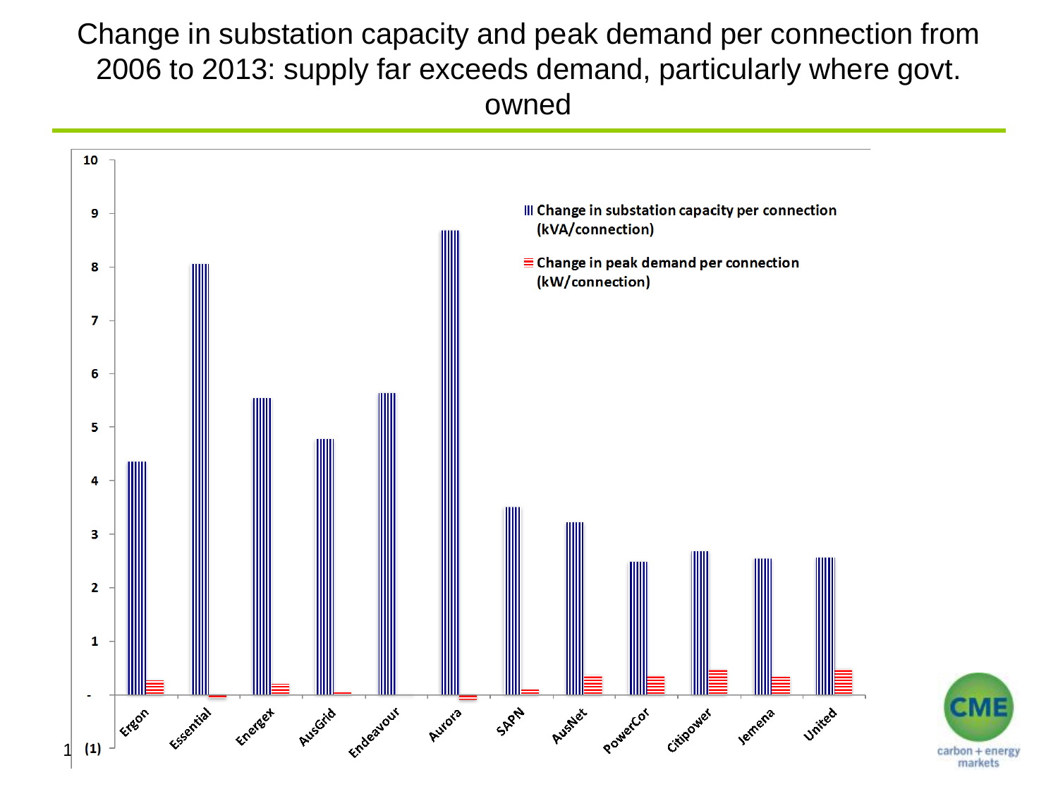# Change in substation capacity and peak demand per connection from 2006 to 2013: supply far exceeds demand, particularly where govt. owned

| | Change in substation capacity per connection (kVA/connection) | Change in peak demand per connection (kW/connection) |
|---|---|---|
| Ergon | 4.35 | 0.27 |
| Essential | 8.05 | -0.05 |
| Energex | 5.55 | 0.2 |
| AusGrid | 4.78 | 0.05 |
| Endeavour | 5.65 | 0 |
| Aurora | 8.7 | -0.1 |
| SAPN | 3.5 | 0.1 |
| AusNet | 3.22 | 0.35 |
| PowerCor | 2.5 | 0.35 |
| Citipower | 2.7 | 0.47 |
| Jemena | 2.55 | 0.33 |
| United | 2.57 | 0.47 |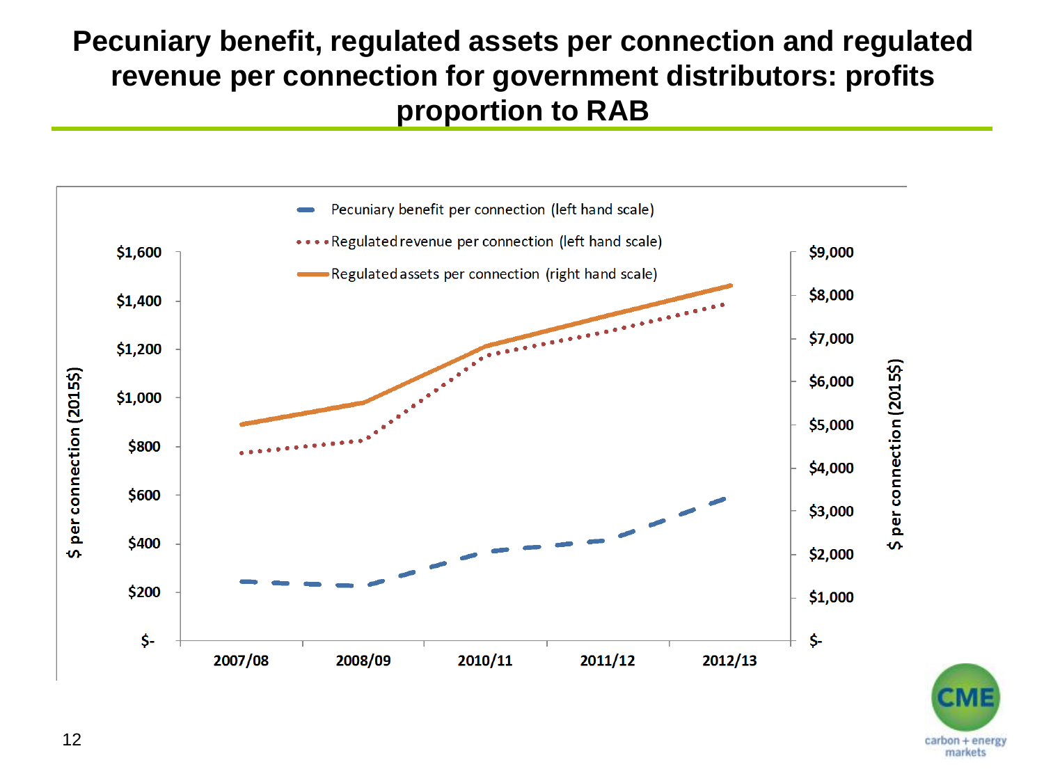# Pecuniary benefit, regulated assets per connection and regulated revenue per connection for government distributors: profits proportion to RAB

Pecuniary benefit per connection (left hand scale)

Regulated revenue per connection (left hand scale)

Regulated assets per connection (right hand scale)

$ per connection (2015$)

$1,600
$1,400
$1,200
$1,000
$800
$600
$400
$200
$-

$9,000
$8,000
$7,000
$6,000
$5,000
$4,000
$3,000
$2,000
$1,000
$-

2007/08 2008/09 2010/11 2011/12 2012/13

$ per connection (2015$)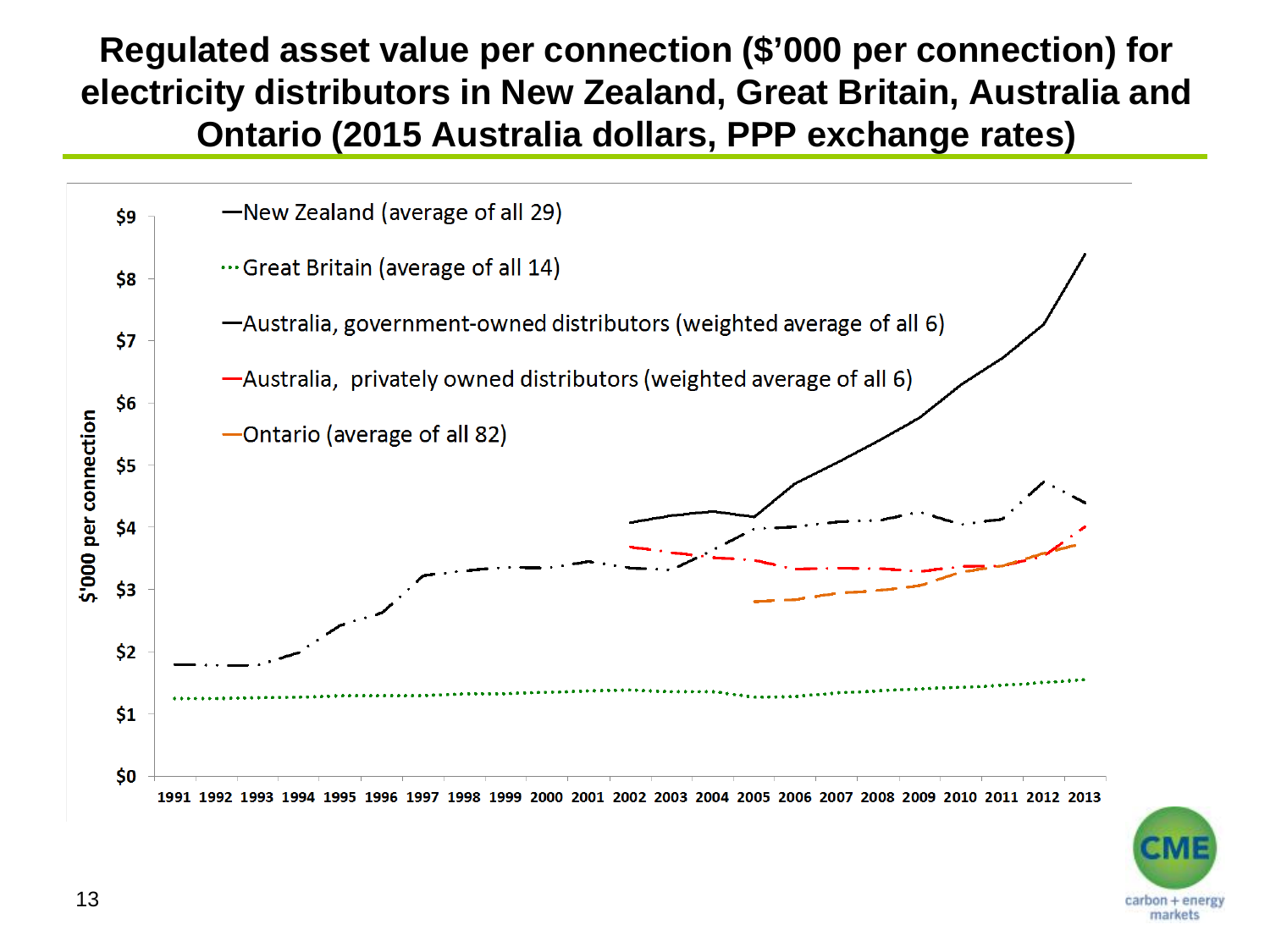# Regulated asset value per connection ($'000 per connection) for electricity distributors in New Zealand, Great Britain, Australia and Ontario (2015 Australia dollars, PPP exchange rates)

$'000 per connection

- New Zealand (average of all 29)
- Great Britain (average of all 14)
- Australia, government-owned distributors (weighted average of all 6)
- Australia, privately owned distributors (weighted average of all 6)
- Ontario (average of all 82)

$0 $1 $2 $3 $4 $5 $6 $7 $8 $9

1991 1992 1993 1994 1995 1996 1997 1998 1999 2000 2001 2002 2003 2004 2005 2006 2007 2008 2009 2010 2011 2012 2013

CME carbon + energy markets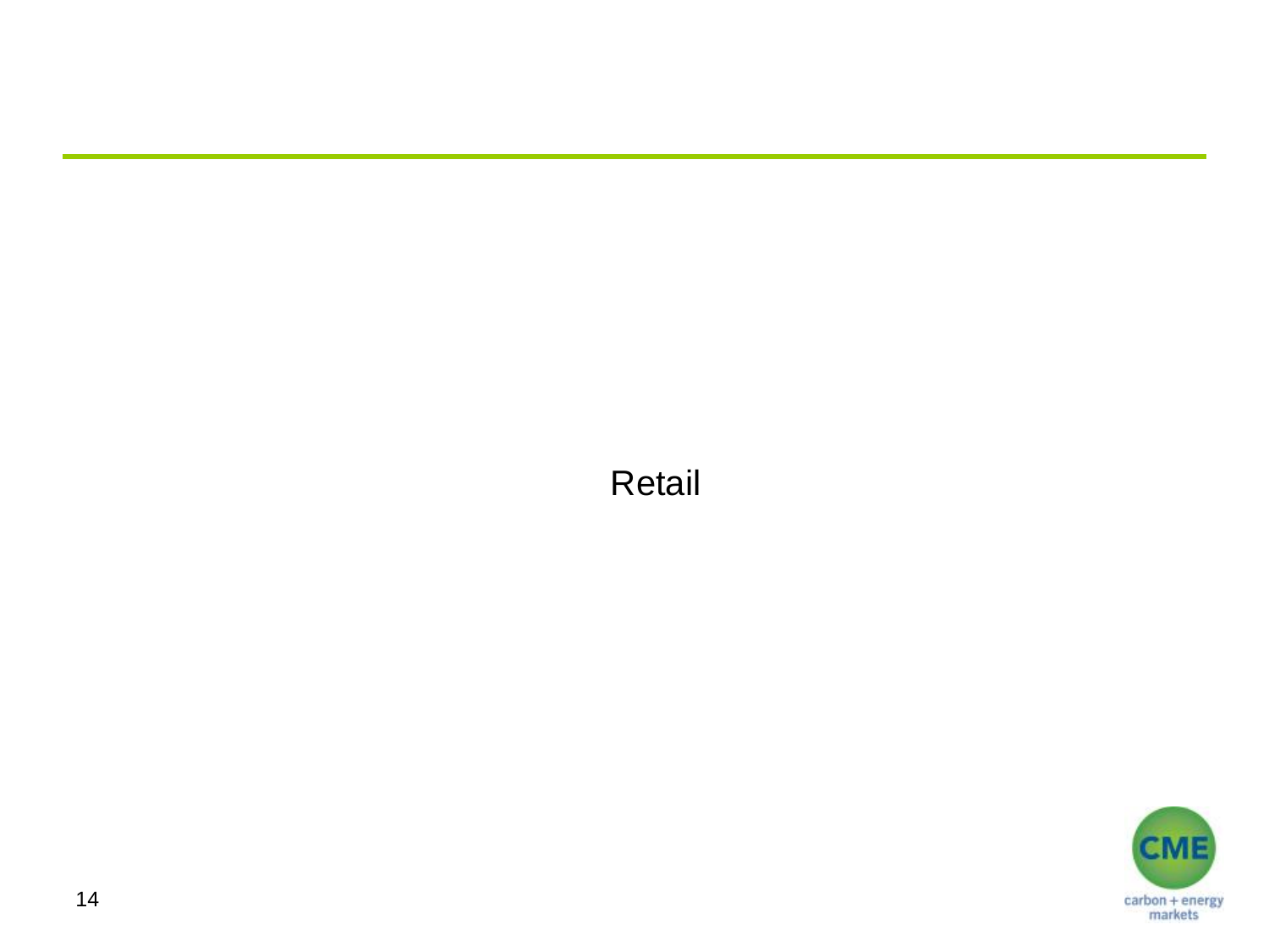Retail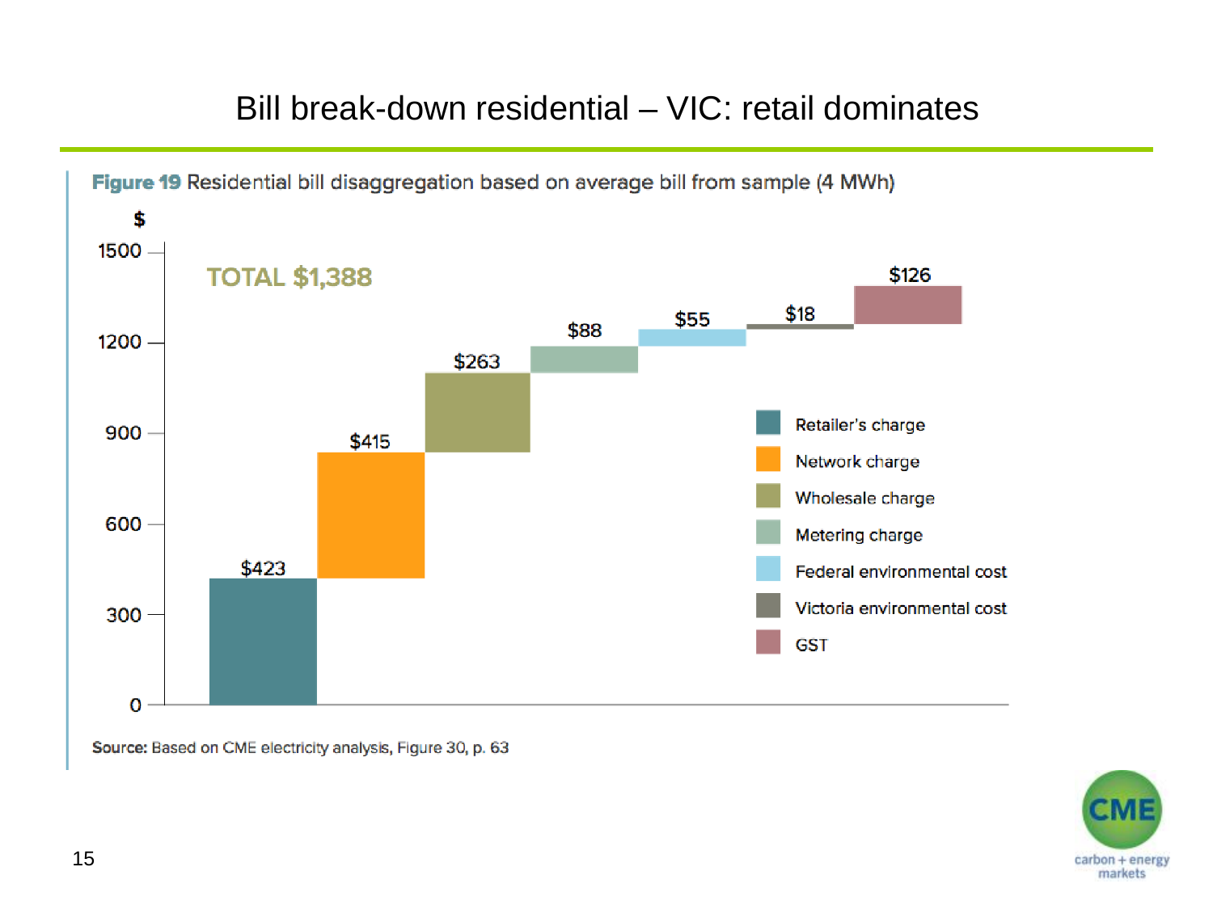# Bill break-down residential – VIC: retail dominates

**Figure 19** Residential bill disaggregation based on average bill from sample (4 MWh)

$

TOTAL $1,388

| Component | $ |
|---|---|
| Retailer's charge | $423 |
| Network charge | $415 |
| Wholesale charge | $263 |
| Metering charge | $88 |
| Federal environmental cost | $55 |
| Victoria environmental cost | $18 |
| GST | $126 |

**Source:** Based on CME electricity analysis, Figure 30, p. 63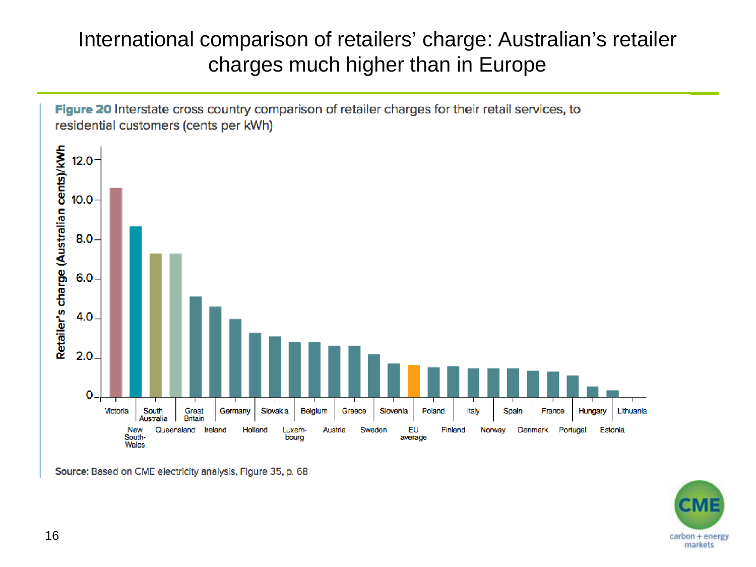# International comparison of retailers' charge: Australian's retailer charges much higher than in Europe

**Figure 20** Interstate cross country comparison of retailer charges for their retail services, to residential customers (cents per kWh)

Retailer's charge (Australian cents)/kWh

| Region | Retailer's charge (approx.) |
|---|---|
| Victoria | 10.6 |
| New South Wales | 8.7 |
| South Australia | 7.3 |
| Queensland | 7.3 |
| Great Britain | 5.1 |
| Ireland | 4.6 |
| Germany | 4.0 |
| Holland | 3.3 |
| Slovakia | 3.1 |
| Luxembourg | 2.8 |
| Belgium | 2.8 |
| Austria | 2.6 |
| Greece | 2.6 |
| Sweden | 2.2 |
| Slovenia | 1.7 |
| EU average | 1.7 |
| Poland | 1.5 |
| Finland | 1.6 |
| Italy | 1.5 |
| Norway | 1.5 |
| Spain | 1.5 |
| Denmark | 1.4 |
| France | 1.3 |
| Portugal | 1.1 |
| Hungary | 0.6 |
| Estonia | 0.4 |
| Lithuania | 0 |

Source: Based on CME electricity analysis, Figure 35, p. 68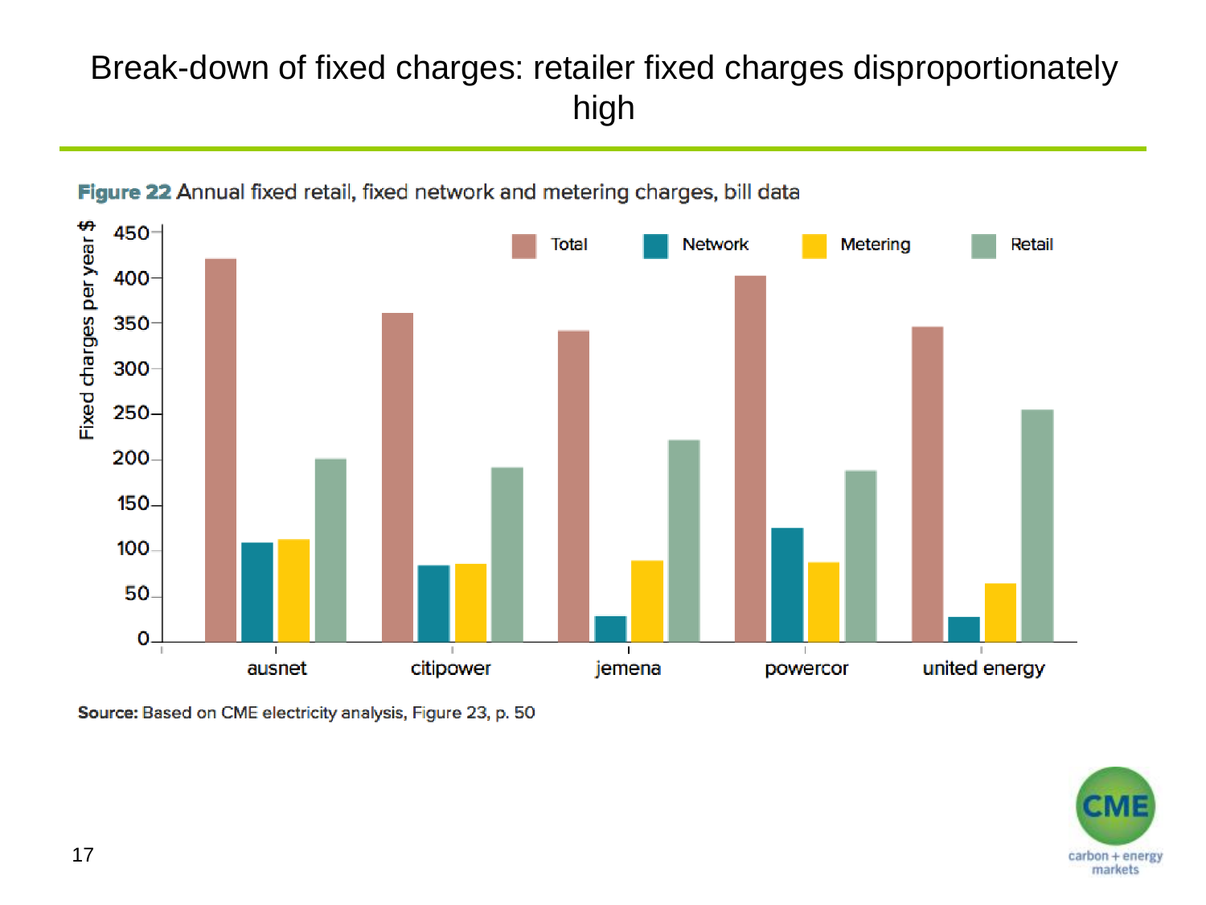# Break-down of fixed charges: retailer fixed charges disproportionately high

**Figure 22** Annual fixed retail, fixed network and metering charges, bill data

**Source:** Based on CME electricity analysis, Figure 23, p. 50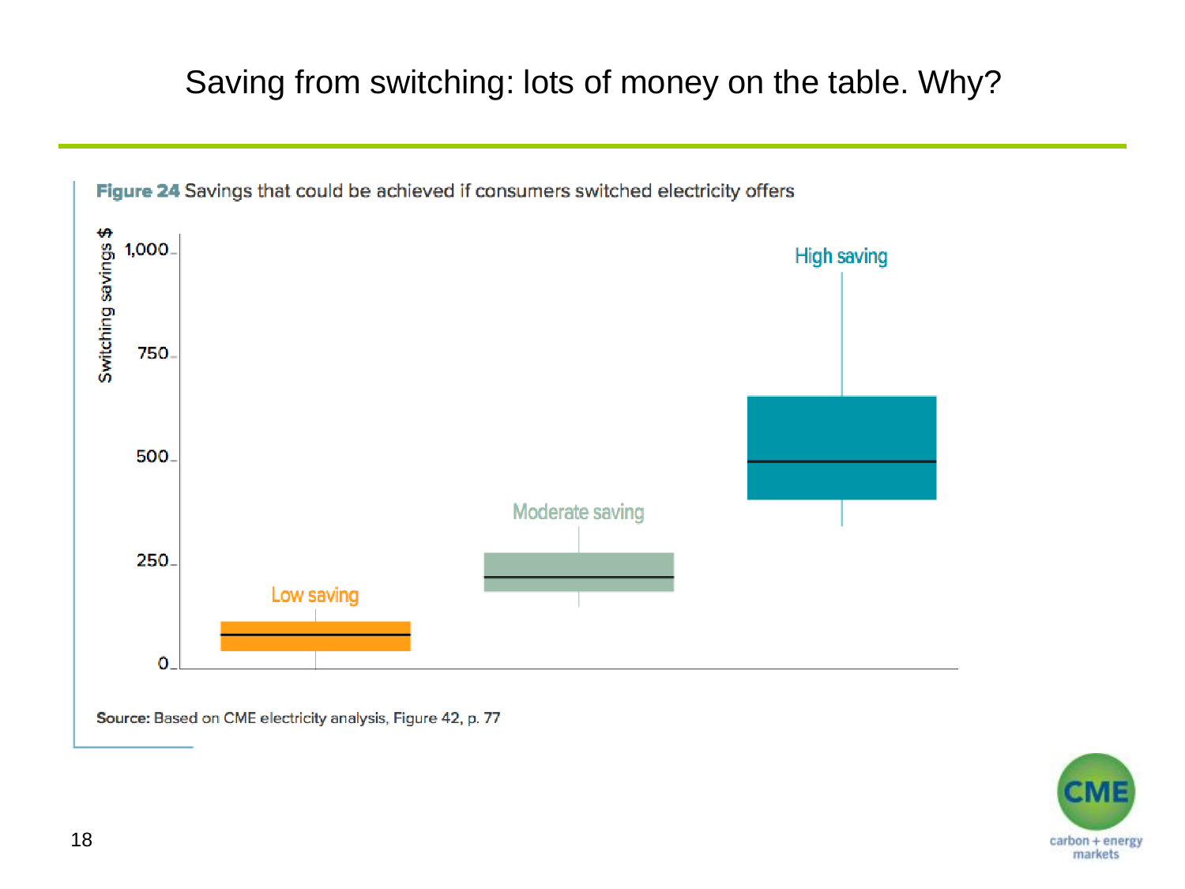# Saving from switching: lots of money on the table. Why?

**Figure 24** Savings that could be achieved if consumers switched electricity offers

Switching savings $

1,000

750

500

250

0

Low saving

Moderate saving

High saving

**Source:** Based on CME electricity analysis, Figure 42, p. 77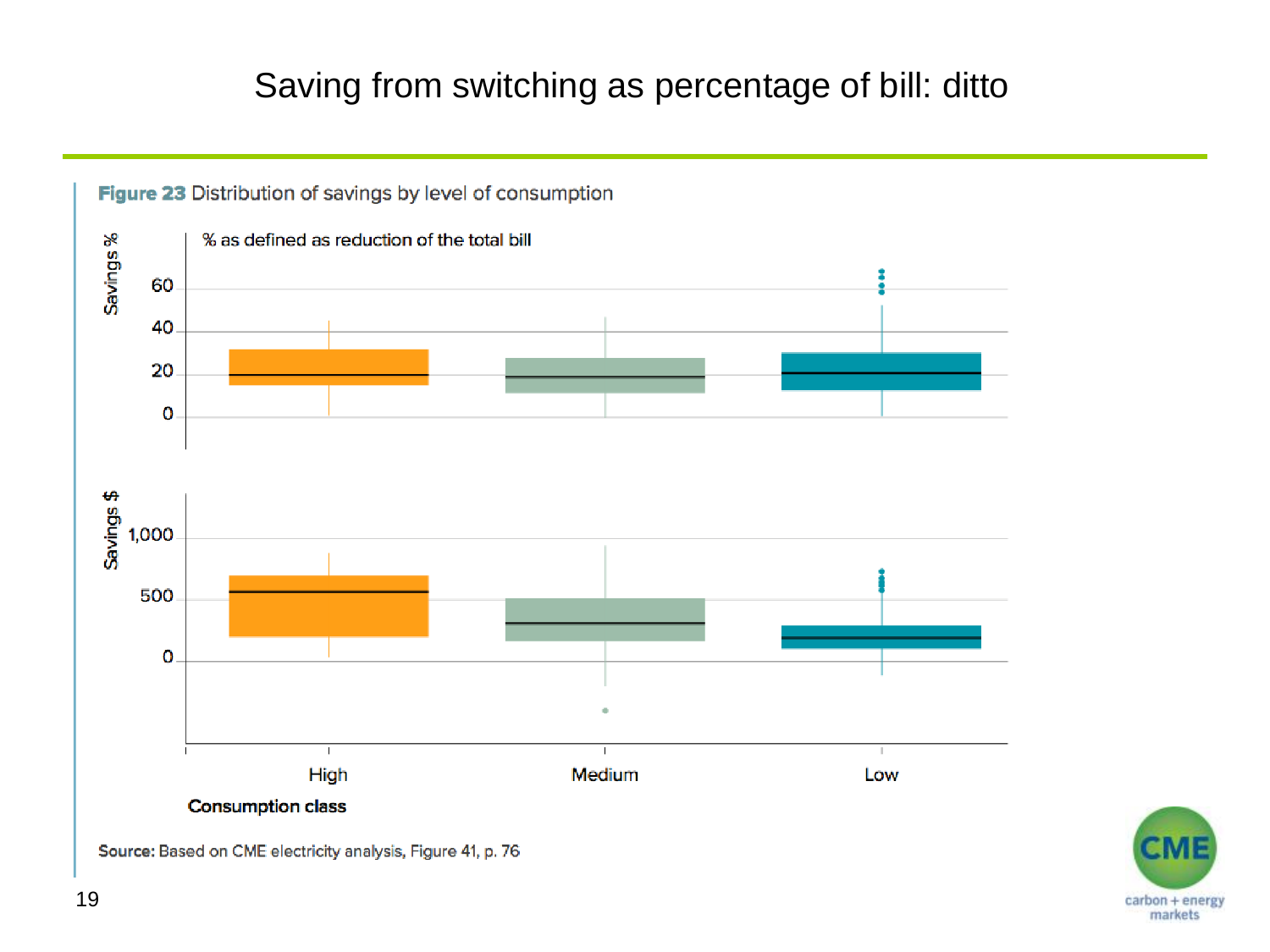# Saving from switching as percentage of bill: ditto

**Figure 23** Distribution of savings by level of consumption

% as defined as reduction of the total bill

Savings %

Savings $

High Medium Low

**Consumption class**

**Source:** Based on CME electricity analysis, Figure 41, p. 76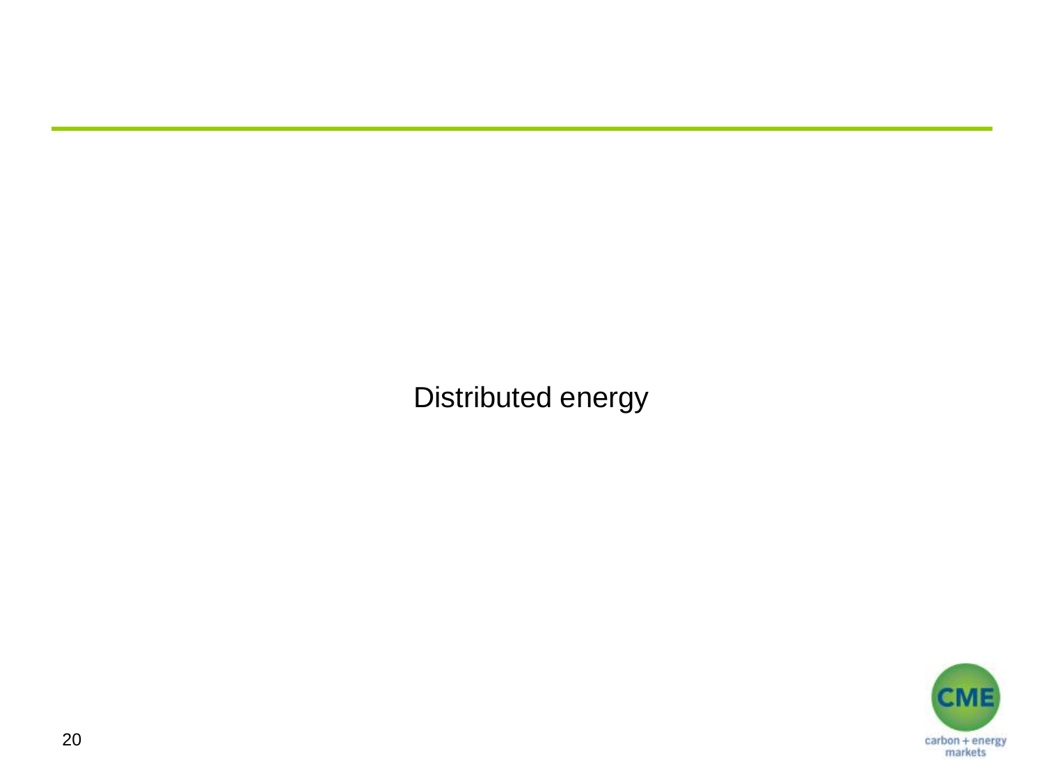Distributed energy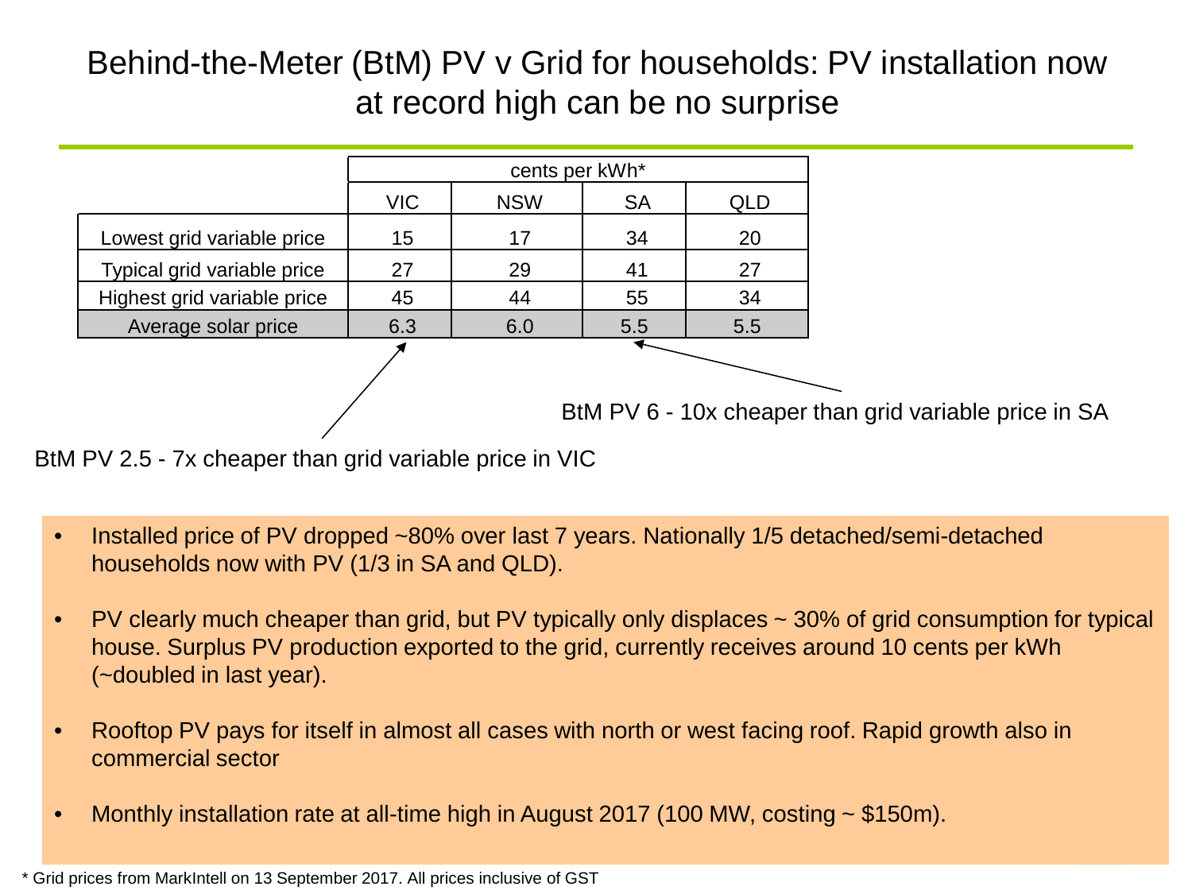# Behind-the-Meter (BtM) PV v Grid for households: PV installation now at record high can be no surprise

| | cents per kWh* | | | |
|---|---|---|---|---|
| | VIC | NSW | SA | QLD |
| Lowest grid variable price | 15 | 17 | 34 | 20 |
| Typical grid variable price | 27 | 29 | 41 | 27 |
| Highest grid variable price | 45 | 44 | 55 | 34 |
| Average solar price | 6.3 | 6.0 | 5.5 | 5.5 |

BtM PV 6 - 10x cheaper than grid variable price in SA

BtM PV 2.5 - 7x cheaper than grid variable price in VIC

- Installed price of PV dropped ~80% over last 7 years. Nationally 1/5 detached/semi-detached households now with PV (1/3 in SA and QLD).
- PV clearly much cheaper than grid, but PV typically only displaces ~ 30% of grid consumption for typical house. Surplus PV production exported to the grid, currently receives around 10 cents per kWh (~doubled in last year).
- Rooftop PV pays for itself in almost all cases with north or west facing roof. Rapid growth also in commercial sector
- Monthly installation rate at all-time high in August 2017 (100 MW, costing ~ $150m).

* Grid prices from MarkIntell on 13 September 2017. All prices inclusive of GST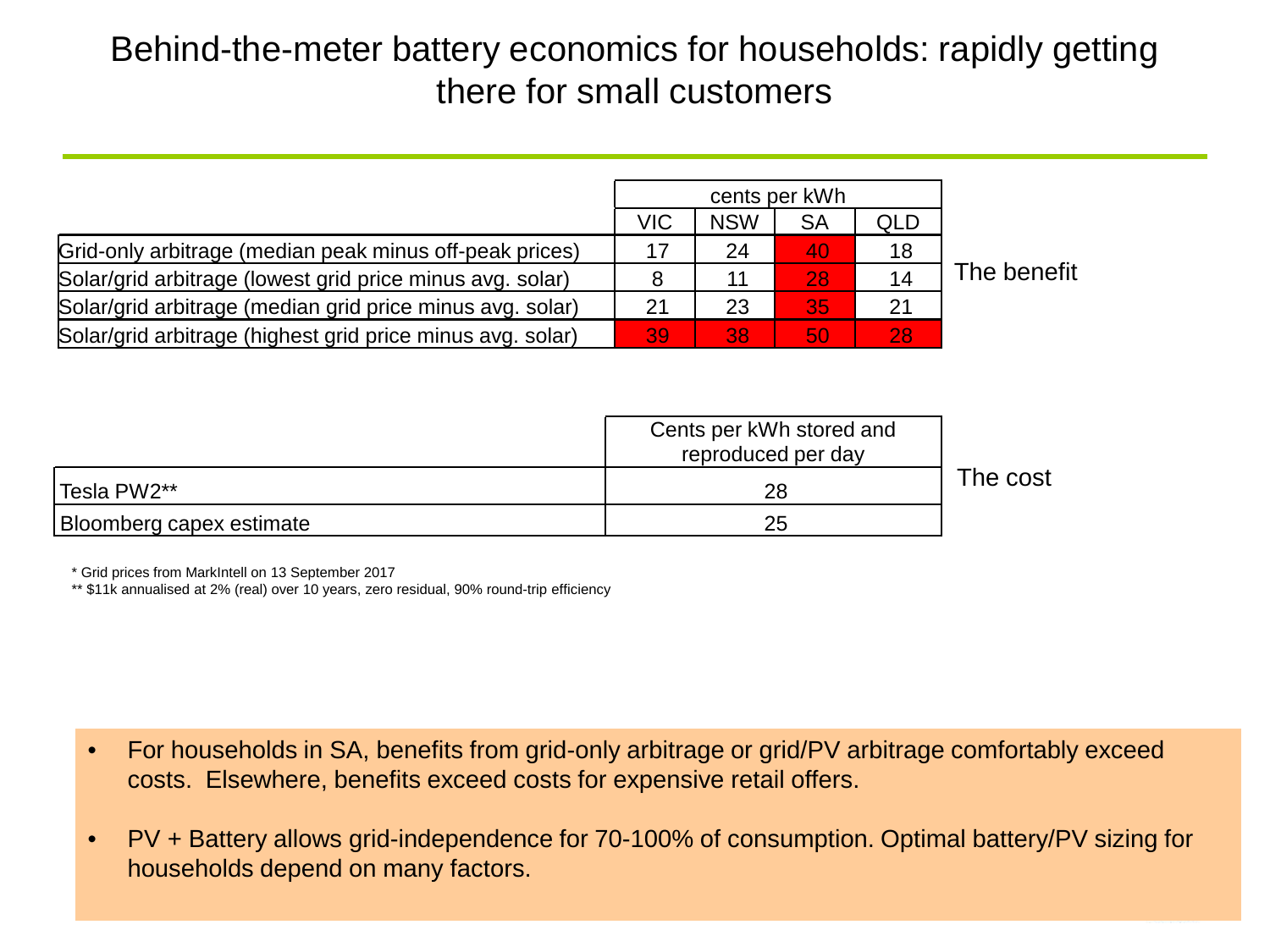# Behind-the-meter battery economics for households: rapidly getting there for small customers

| | cents per kWh | | | | |
|---|---|---|---|---|---|
| | VIC | NSW | SA | QLD | |
| Grid-only arbitrage (median peak minus off-peak prices) | 17 | 24 | 40 | 18 | The benefit |
| Solar/grid arbitrage (lowest grid price minus avg. solar) | 8 | 11 | 28 | 14 | |
| Solar/grid arbitrage (median grid price minus avg. solar) | 21 | 23 | 35 | 21 | |
| Solar/grid arbitrage (highest grid price minus avg. solar) | 39 | 38 | 50 | 28 | |

| | Cents per kWh stored and reproduced per day | |
|---|---|---|
| Tesla PW2** | 28 | The cost |
| Bloomberg capex estimate | 25 | |

* Grid prices from MarkIntell on 13 September 2017

** $11k annualised at 2% (real) over 10 years, zero residual, 90% round-trip efficiency

- For households in SA, benefits from grid-only arbitrage or grid/PV arbitrage comfortably exceed costs. Elsewhere, benefits exceed costs for expensive retail offers.
- PV + Battery allows grid-independence for 70-100% of consumption. Optimal battery/PV sizing for households depend on many factors.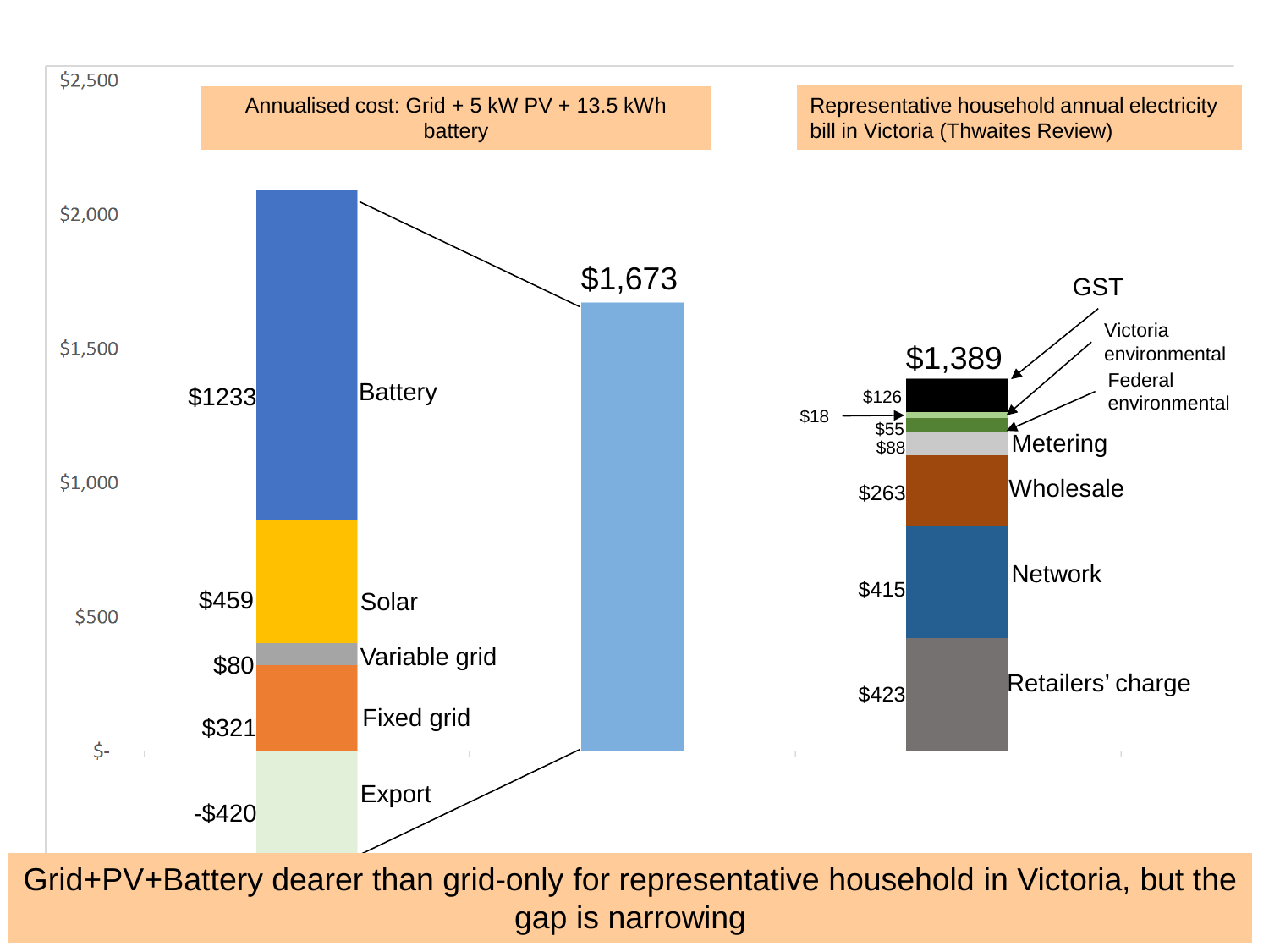Annualised cost: Grid + 5 kW PV + 13.5 kWh battery

| Component | Annual cost |
| --- | --- |
| Battery | $1233 |
| Solar | $459 |
| Variable grid | $80 |
| Fixed grid | $321 |
| Export | -$420 |
| **Total** | **$1,673** |

Representative household annual electricity bill in Victoria (Thwaites Review)

| Component | Annual cost |
| --- | --- |
| GST | $126 |
| Victoria environmental | $18 |
| Federal environmental | $55 |
| Metering | $88 |
| Wholesale | $263 |
| Network | $415 |
| Retailers' charge | $423 |
| **Total** | **$1,389** |

Grid+PV+Battery dearer than grid-only for representative household in Victoria, but the gap is narrowing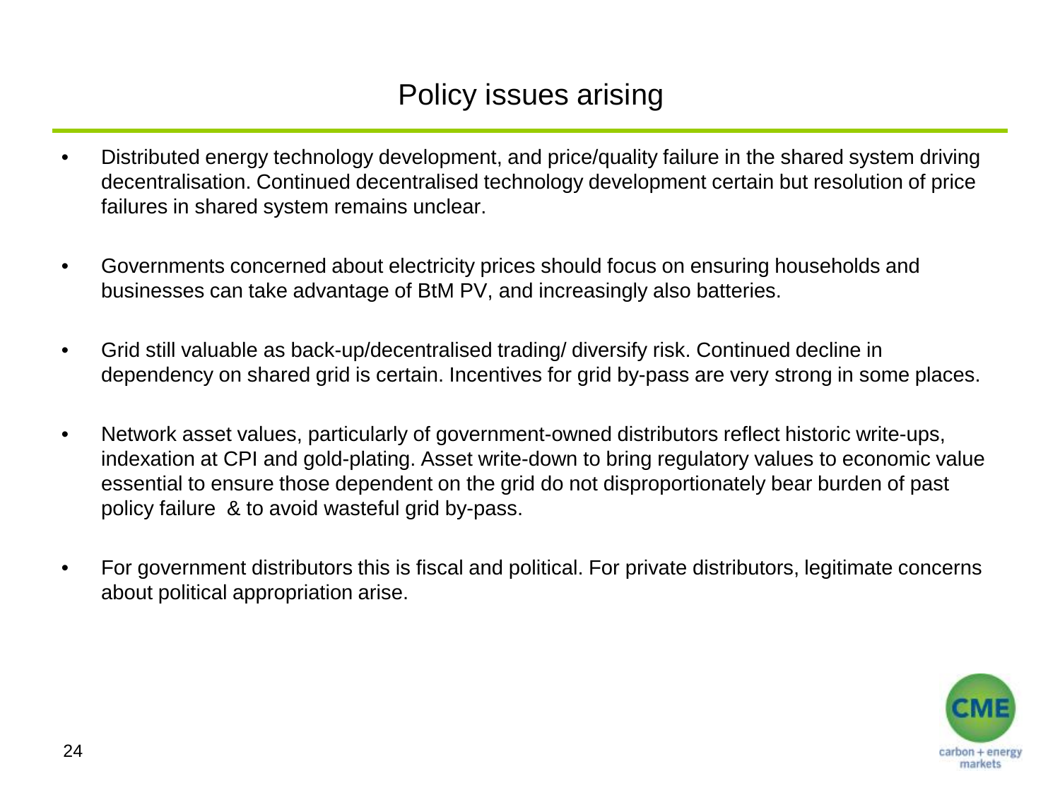# Policy issues arising

- Distributed energy technology development, and price/quality failure in the shared system driving decentralisation. Continued decentralised technology development certain but resolution of price failures in shared system remains unclear.

- Governments concerned about electricity prices should focus on ensuring households and businesses can take advantage of BtM PV, and increasingly also batteries.

- Grid still valuable as back-up/decentralised trading/ diversify risk. Continued decline in dependency on shared grid is certain. Incentives for grid by-pass are very strong in some places.

- Network asset values, particularly of government-owned distributors reflect historic write-ups, indexation at CPI and gold-plating. Asset write-down to bring regulatory values to economic value essential to ensure those dependent on the grid do not disproportionately bear burden of past policy failure & to avoid wasteful grid by-pass.

- For government distributors this is fiscal and political. For private distributors, legitimate concerns about political appropriation arise.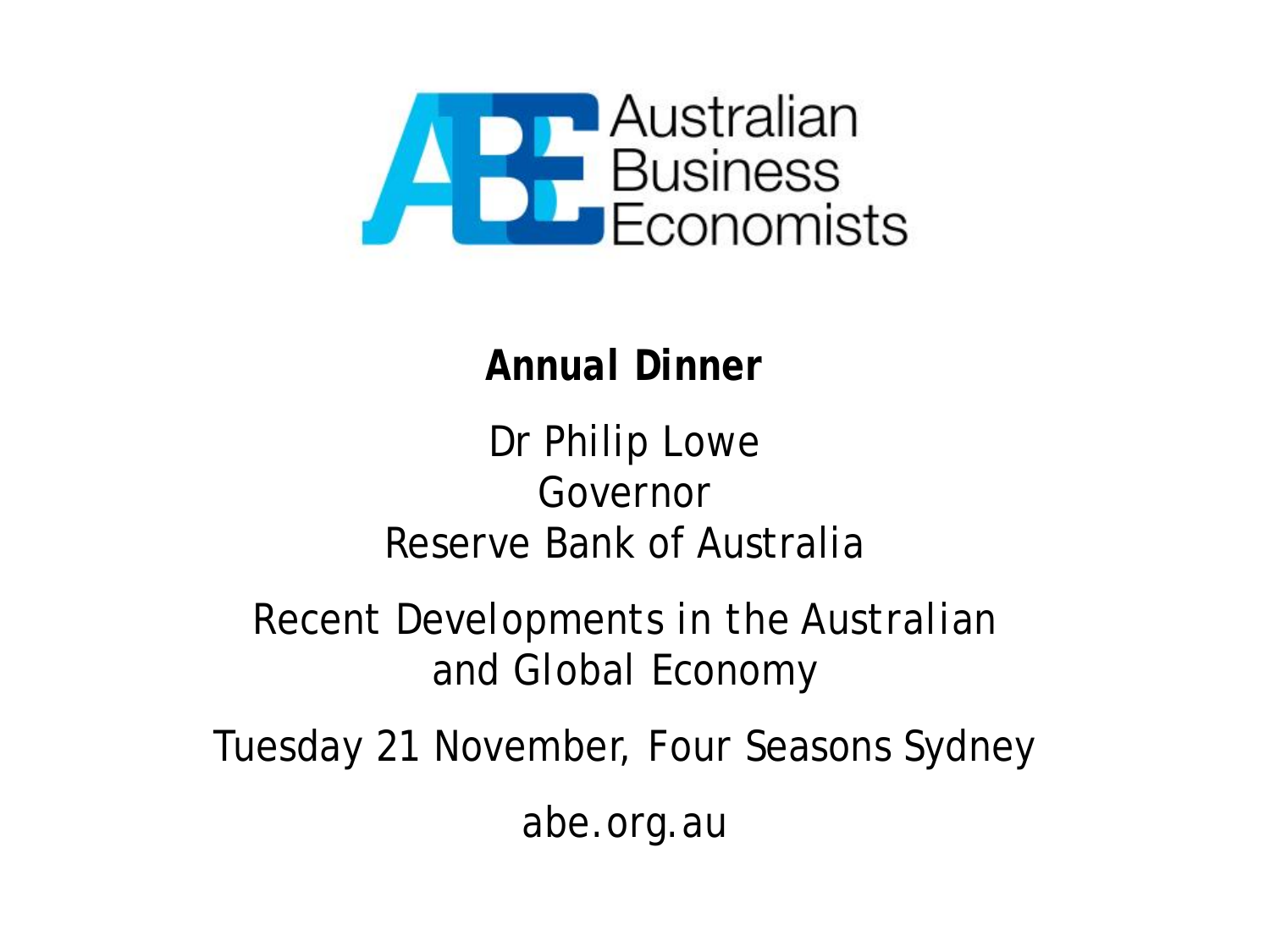Australian Business Economists

**Annual Dinner**

Dr Philip Lowe
Governor
Reserve Bank of Australia

Recent Developments in the Australian and Global Economy

Tuesday 21 November, Four Seasons Sydney

abe.org.au